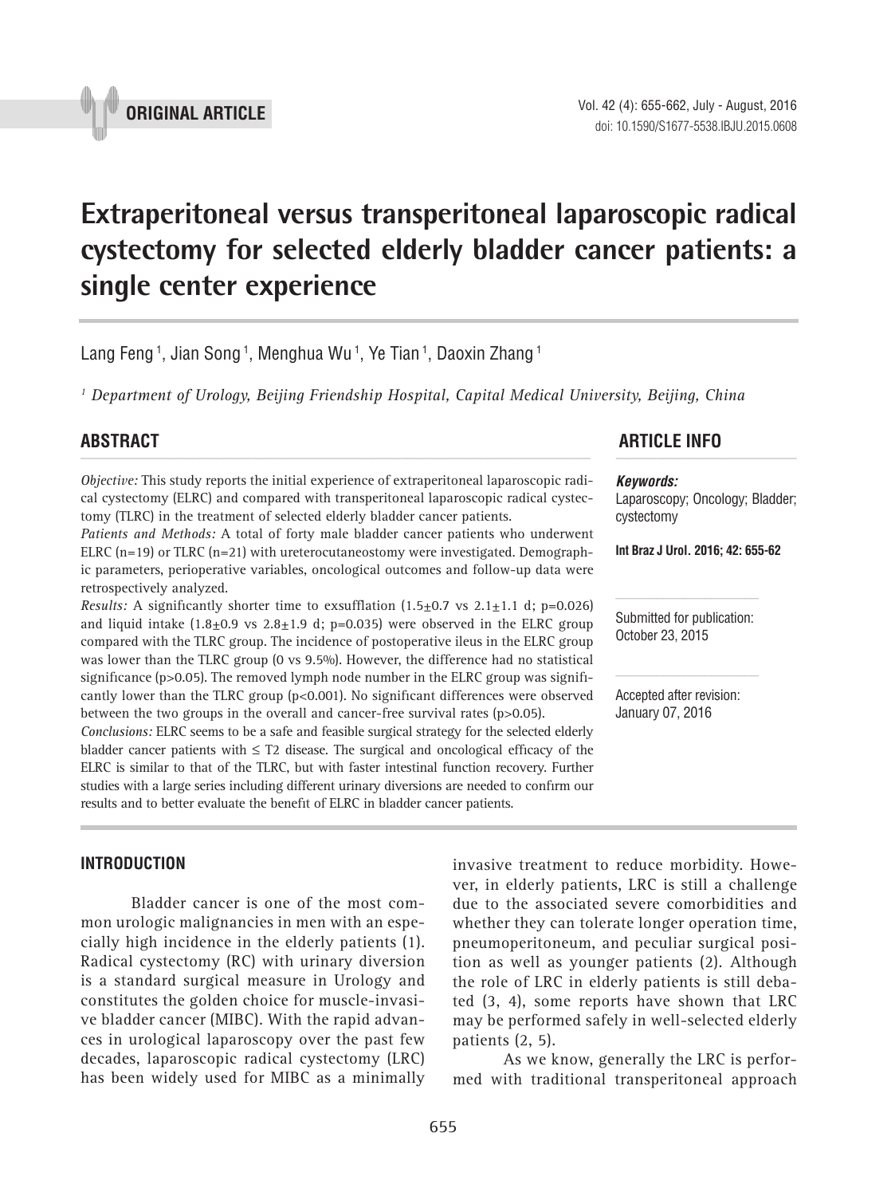ORIGINAL ARTICLE

# Extraperitoneal versus transperitoneal laparoscopic radical cystectomy for selected elderly bladder cancer patients: a single center experience

Lang Feng [1], Jian Song [1], Menghua Wu [1], Ye Tian [1], Daoxin Zhang [1]

[1] *Department of Urology, Beijing Friendship Hospital, Capital Medical University, Beijing, China*

## ABSTRACT

*Objective:* This study reports the initial experience of extraperitoneal laparoscopic radical cystectomy (ELRC) and compared with transperitoneal laparoscopic radical cystectomy (TLRC) in the treatment of selected elderly bladder cancer patients.

*Patients and Methods:* A total of forty male bladder cancer patients who underwent ELRC (n=19) or TLRC (n=21) with ureterocutaneostomy were investigated. Demographic parameters, perioperative variables, oncological outcomes and follow-up data were retrospectively analyzed.

*Results:* A significantly shorter time to exsufflation ($1.5 \pm 0.7$ vs $2.1 \pm 1.1$ d; p=0.026) and liquid intake ($1.8 \pm 0.9$ vs $2.8 \pm 1.9$ d; p=0.035) were observed in the ELRC group compared with the TLRC group. The incidence of postoperative ileus in the ELRC group was lower than the TLRC group (0 vs 9.5%). However, the difference had no statistical significance (p>0.05). The removed lymph node number in the ELRC group was significantly lower than the TLRC group (p<0.001). No significant differences were observed between the two groups in the overall and cancer-free survival rates (p>0.05).

*Conclusions:* ELRC seems to be a safe and feasible surgical strategy for the selected elderly bladder cancer patients with ≤ T2 disease. The surgical and oncological efficacy of the ELRC is similar to that of the TLRC, but with faster intestinal function recovery. Further studies with a large series including different urinary diversions are needed to confirm our results and to better evaluate the benefit of ELRC in bladder cancer patients.

## ARTICLE INFO

***Keywords:***
Laparoscopy; Oncology; Bladder; cystectomy

**Int Braz J Urol. 2016; 42: 655-62**

Submitted for publication:
October 23, 2015

Accepted after revision:
January 07, 2016

## INTRODUCTION

Bladder cancer is one of the most common urologic malignancies in men with an especially high incidence in the elderly patients (1). Radical cystectomy (RC) with urinary diversion is a standard surgical measure in Urology and constitutes the golden choice for muscle-invasive bladder cancer (MIBC). With the rapid advances in urological laparoscopy over the past few decades, laparoscopic radical cystectomy (LRC) has been widely used for MIBC as a minimally invasive treatment to reduce morbidity. However, in elderly patients, LRC is still a challenge due to the associated severe comorbidities and whether they can tolerate longer operation time, pneumoperitoneum, and peculiar surgical position as well as younger patients (2). Although the role of LRC in elderly patients is still debated (3, 4), some reports have shown that LRC may be performed safely in well-selected elderly patients (2, 5).

As we know, generally the LRC is performed with traditional transperitoneal approach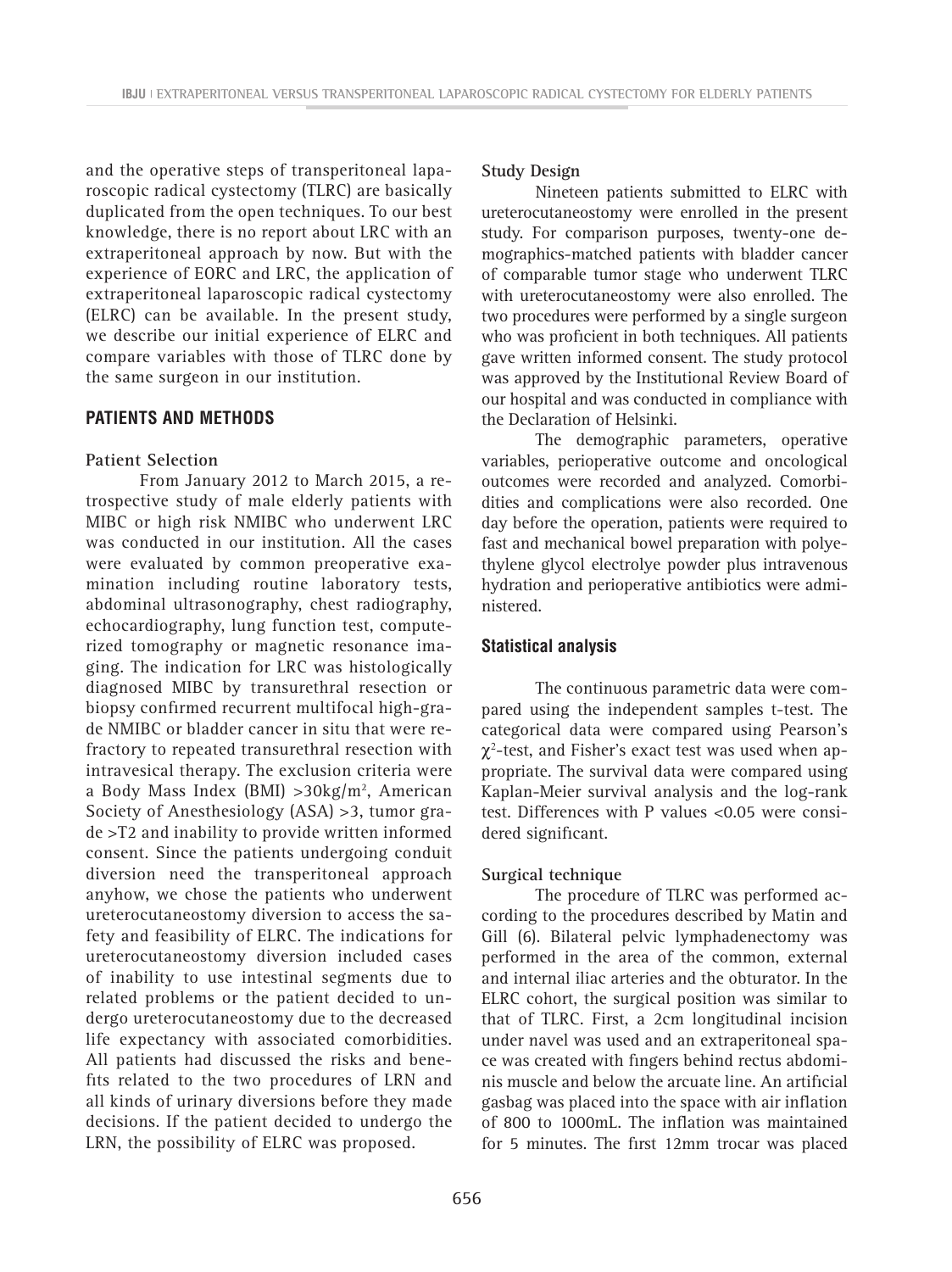and the operative steps of transperitoneal laparoscopic radical cystectomy (TLRC) are basically duplicated from the open techniques. To our best knowledge, there is no report about LRC with an extraperitoneal approach by now. But with the experience of EORC and LRC, the application of extraperitoneal laparoscopic radical cystectomy (ELRC) can be available. In the present study, we describe our initial experience of ELRC and compare variables with those of TLRC done by the same surgeon in our institution.

## PATIENTS AND METHODS

### Patient Selection

From January 2012 to March 2015, a retrospective study of male elderly patients with MIBC or high risk NMIBC who underwent LRC was conducted in our institution. All the cases were evaluated by common preoperative examination including routine laboratory tests, abdominal ultrasonography, chest radiography, echocardiography, lung function test, computerized tomography or magnetic resonance imaging. The indication for LRC was histologically diagnosed MIBC by transurethral resection or biopsy confirmed recurrent multifocal high-grade NMIBC or bladder cancer in situ that were refractory to repeated transurethral resection with intravesical therapy. The exclusion criteria were a Body Mass Index (BMI) >30kg/m$^2$, American Society of Anesthesiology (ASA) >3, tumor grade >T2 and inability to provide written informed consent. Since the patients undergoing conduit diversion need the transperitoneal approach anyhow, we chose the patients who underwent ureterocutaneostomy diversion to access the safety and feasibility of ELRC. The indications for ureterocutaneostomy diversion included cases of inability to use intestinal segments due to related problems or the patient decided to undergo ureterocutaneostomy due to the decreased life expectancy with associated comorbidities. All patients had discussed the risks and benefits related to the two procedures of LRN and all kinds of urinary diversions before they made decisions. If the patient decided to undergo the LRN, the possibility of ELRC was proposed.

### Study Design

Nineteen patients submitted to ELRC with ureterocutaneostomy were enrolled in the present study. For comparison purposes, twenty-one demographics-matched patients with bladder cancer of comparable tumor stage who underwent TLRC with ureterocutaneostomy were also enrolled. The two procedures were performed by a single surgeon who was proficient in both techniques. All patients gave written informed consent. The study protocol was approved by the Institutional Review Board of our hospital and was conducted in compliance with the Declaration of Helsinki.

The demographic parameters, operative variables, perioperative outcome and oncological outcomes were recorded and analyzed. Comorbidities and complications were also recorded. One day before the operation, patients were required to fast and mechanical bowel preparation with polyethylene glycol electrolye powder plus intravenous hydration and perioperative antibiotics were administered.

### Statistical analysis

The continuous parametric data were compared using the independent samples t-test. The categorical data were compared using Pearson's $\chi^2$-test, and Fisher's exact test was used when appropriate. The survival data were compared using Kaplan-Meier survival analysis and the log-rank test. Differences with P values <0.05 were considered significant.

### Surgical technique

The procedure of TLRC was performed according to the procedures described by Matin and Gill (6). Bilateral pelvic lymphadenectomy was performed in the area of the common, external and internal iliac arteries and the obturator. In the ELRC cohort, the surgical position was similar to that of TLRC. First, a 2cm longitudinal incision under navel was used and an extraperitoneal space was created with fingers behind rectus abdominis muscle and below the arcuate line. An artificial gasbag was placed into the space with air inflation of 800 to 1000mL. The inflation was maintained for 5 minutes. The first 12mm trocar was placed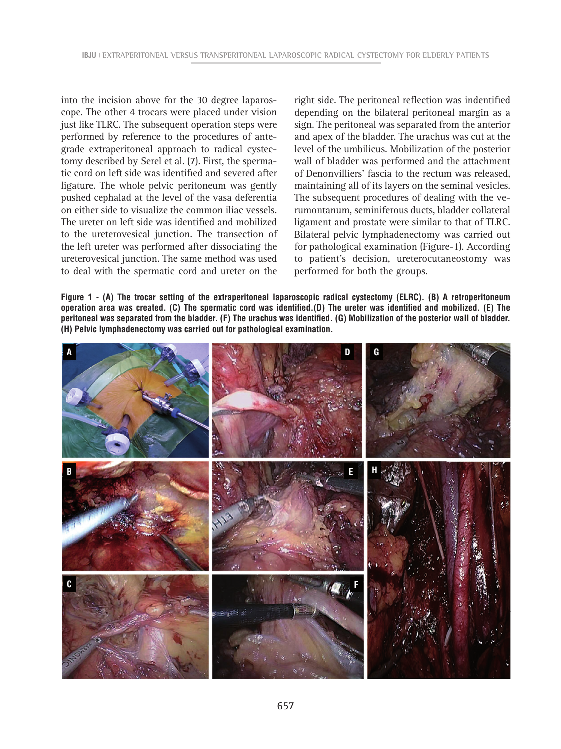into the incision above for the 30 degree laparoscope. The other 4 trocars were placed under vision just like TLRC. The subsequent operation steps were performed by reference to the procedures of antegrade extraperitoneal approach to radical cystectomy described by Serel et al. (7). First, the spermatic cord on left side was identified and severed after ligature. The whole pelvic peritoneum was gently pushed cephalad at the level of the vasa deferentia on either side to visualize the common iliac vessels. The ureter on left side was identified and mobilized to the ureterovesical junction. The transection of the left ureter was performed after dissociating the ureterovesical junction. The same method was used to deal with the spermatic cord and ureter on the right side. The peritoneal reflection was indentified depending on the bilateral peritoneal margin as a sign. The peritoneal was separated from the anterior and apex of the bladder. The urachus was cut at the level of the umbilicus. Mobilization of the posterior wall of bladder was performed and the attachment of Denonvilliers' fascia to the rectum was released, maintaining all of its layers on the seminal vesicles. The subsequent procedures of dealing with the verumontanum, seminiferous ducts, bladder collateral ligament and prostate were similar to that of TLRC. Bilateral pelvic lymphadenectomy was carried out for pathological examination (Figure-1). According to patient's decision, ureterocutaneostomy was performed for both the groups.

**Figure 1 - (A) The trocar setting of the extraperitoneal laparoscopic radical cystectomy (ELRC). (B) A retroperitoneum operation area was created. (C) The spermatic cord was identified.(D) The ureter was identified and mobilized. (E) The peritoneal was separated from the bladder. (F) The urachus was identified. (G) Mobilization of the posterior wall of bladder. (H) Pelvic lymphadenectomy was carried out for pathological examination.**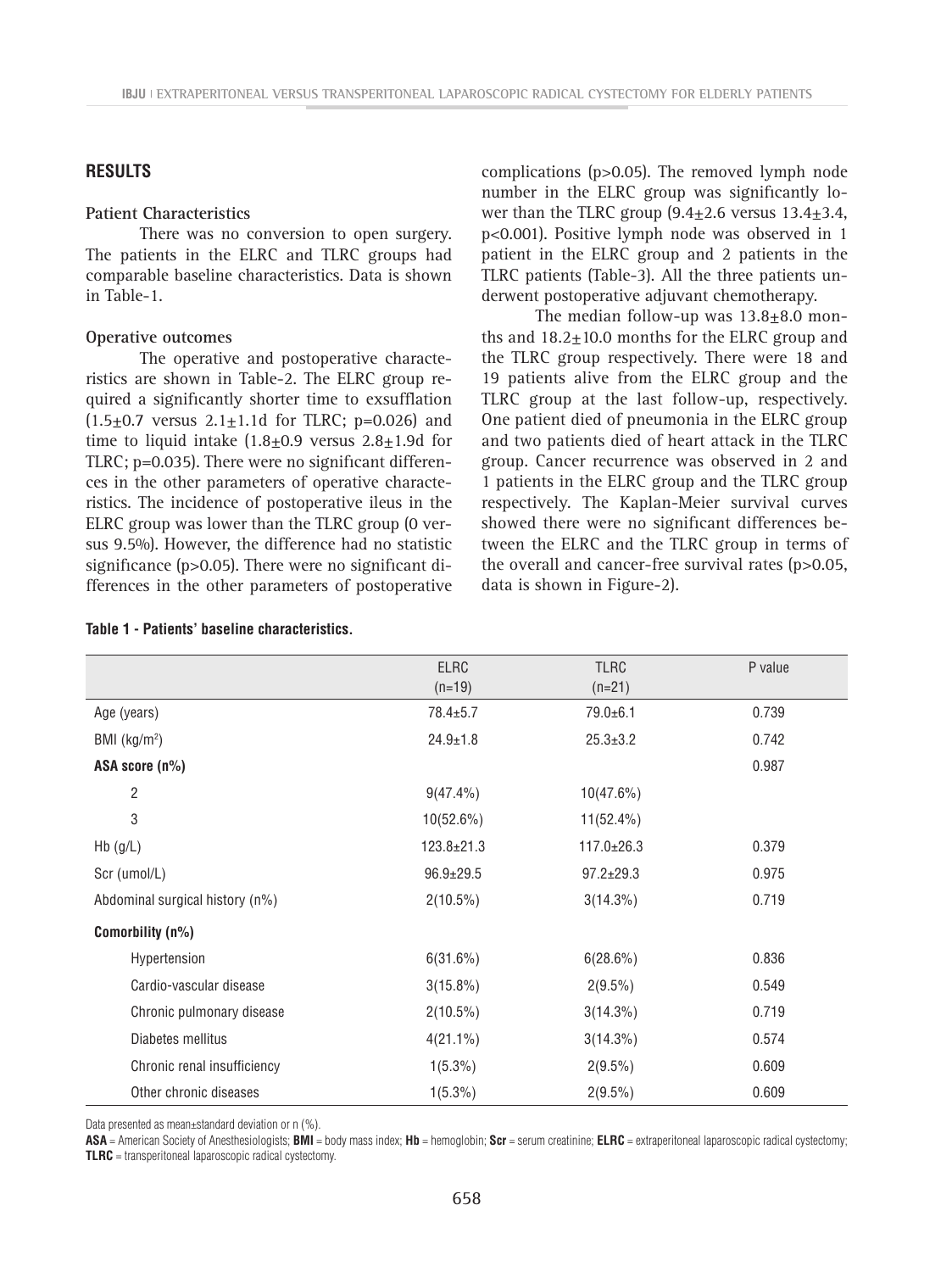## RESULTS

### Patient Characteristics

There was no conversion to open surgery. The patients in the ELRC and TLRC groups had comparable baseline characteristics. Data is shown in Table-1.

### Operative outcomes

The operative and postoperative characteristics are shown in Table-2. The ELRC group required a significantly shorter time to exsufflation (1.5±0.7 versus 2.1±1.1d for TLRC; p=0.026) and time to liquid intake (1.8±0.9 versus 2.8±1.9d for TLRC; p=0.035). There were no significant differences in the other parameters of operative characteristics. The incidence of postoperative ileus in the ELRC group was lower than the TLRC group (0 versus 9.5%). However, the difference had no statistic significance (p>0.05). There were no significant differences in the other parameters of postoperative complications (p>0.05). The removed lymph node number in the ELRC group was significantly lower than the TLRC group (9.4±2.6 versus 13.4±3.4, p<0.001). Positive lymph node was observed in 1 patient in the ELRC group and 2 patients in the TLRC patients (Table-3). All the three patients underwent postoperative adjuvant chemotherapy.

The median follow-up was 13.8±8.0 months and 18.2±10.0 months for the ELRC group and the TLRC group respectively. There were 18 and 19 patients alive from the ELRC group and the TLRC group at the last follow-up, respectively. One patient died of pneumonia in the ELRC group and two patients died of heart attack in the TLRC group. Cancer recurrence was observed in 2 and 1 patients in the ELRC group and the TLRC group respectively. The Kaplan-Meier survival curves showed there were no significant differences between the ELRC and the TLRC group in terms of the overall and cancer-free survival rates (p>0.05, data is shown in Figure-2).

**Table 1 - Patients' baseline characteristics.**

| | ELRC (n=19) | TLRC (n=21) | P value |
|---|---|---|---|
| Age (years) | 78.4±5.7 | 79.0±6.1 | 0.739 |
| BMI (kg/m$^2$) | 24.9±1.8 | 25.3±3.2 | 0.742 |
| **ASA score (n%)** | | | 0.987 |
| 2 | 9(47.4%) | 10(47.6%) | |
| 3 | 10(52.6%) | 11(52.4%) | |
| Hb (g/L) | 123.8±21.3 | 117.0±26.3 | 0.379 |
| Scr (umol/L) | 96.9±29.5 | 97.2±29.3 | 0.975 |
| Abdominal surgical history (n%) | 2(10.5%) | 3(14.3%) | 0.719 |
| **Comorbility (n%)** | | | |
| Hypertension | 6(31.6%) | 6(28.6%) | 0.836 |
| Cardio-vascular disease | 3(15.8%) | 2(9.5%) | 0.549 |
| Chronic pulmonary disease | 2(10.5%) | 3(14.3%) | 0.719 |
| Diabetes mellitus | 4(21.1%) | 3(14.3%) | 0.574 |
| Chronic renal insufficiency | 1(5.3%) | 2(9.5%) | 0.609 |
| Other chronic diseases | 1(5.3%) | 2(9.5%) | 0.609 |

Data presented as mean±standard deviation or n (%).

**ASA** = American Society of Anesthesiologists; **BMI** = body mass index; **Hb** = hemoglobin; **Scr** = serum creatinine; **ELRC** = extraperitoneal laparoscopic radical cystectomy; **TLRC** = transperitoneal laparoscopic radical cystectomy.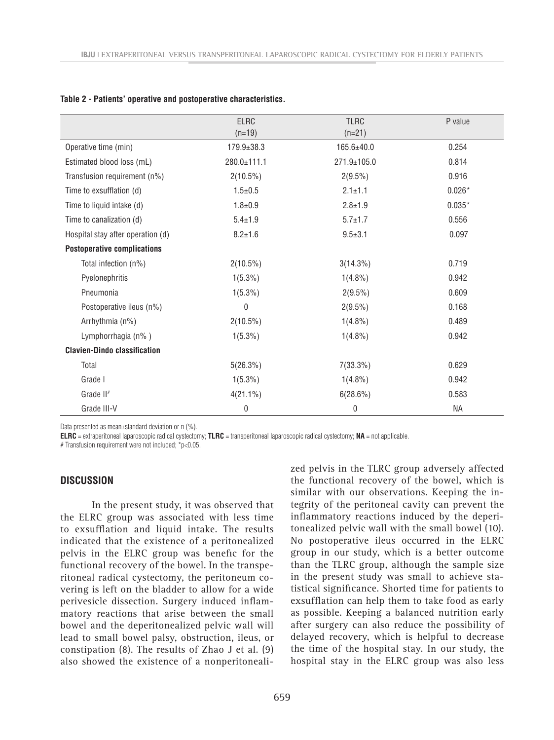**Table 2 - Patients' operative and postoperative characteristics.**

| | ELRC (n=19) | TLRC (n=21) | P value |
|---|---|---|---|
| Operative time (min) | 179.9±38.3 | 165.6±40.0 | 0.254 |
| Estimated blood loss (mL) | 280.0±111.1 | 271.9±105.0 | 0.814 |
| Transfusion requirement (n%) | 2(10.5%) | 2(9.5%) | 0.916 |
| Time to exsufflation (d) | 1.5±0.5 | 2.1±1.1 | 0.026* |
| Time to liquid intake (d) | 1.8±0.9 | 2.8±1.9 | 0.035* |
| Time to canalization (d) | 5.4±1.9 | 5.7±1.7 | 0.556 |
| Hospital stay after operation (d) | 8.2±1.6 | 9.5±3.1 | 0.097 |
| **Postoperative complications** | | | |
| Total infection (n%) | 2(10.5%) | 3(14.3%) | 0.719 |
| Pyelonephritis | 1(5.3%) | 1(4.8%) | 0.942 |
| Pneumonia | 1(5.3%) | 2(9.5%) | 0.609 |
| Postoperative ileus (n%) | 0 | 2(9.5%) | 0.168 |
| Arrhythmia (n%) | 2(10.5%) | 1(4.8%) | 0.489 |
| Lymphorrhagia (n% ) | 1(5.3%) | 1(4.8%) | 0.942 |
| **Clavien-Dindo classification** | | | |
| Total | 5(26.3%) | 7(33.3%) | 0.629 |
| Grade I | 1(5.3%) | 1(4.8%) | 0.942 |
| Grade II# | 4(21.1%) | 6(28.6%) | 0.583 |
| Grade III-V | 0 | 0 | NA |

Data presented as mean±standard deviation or n (%).

**ELRC** = extraperitoneal laparoscopic radical cystectomy; **TLRC** = transperitoneal laparoscopic radical cystectomy; **NA** = not applicable.

# Transfusion requirement were not included; *p<0.05.

## DISCUSSION

In the present study, it was observed that the ELRC group was associated with less time to exsufflation and liquid intake. The results indicated that the existence of a peritonealized pelvis in the ELRC group was benefic for the functional recovery of the bowel. In the transperitoneal radical cystectomy, the peritoneum covering is left on the bladder to allow for a wide perivesicle dissection. Surgery induced inflammatory reactions that arise between the small bowel and the deperitonealized pelvic wall will lead to small bowel palsy, obstruction, ileus, or constipation (8). The results of Zhao J et al. (9) also showed the existence of a nonperitonealized pelvis in the TLRC group adversely affected the functional recovery of the bowel, which is similar with our observations. Keeping the integrity of the peritoneal cavity can prevent the inflammatory reactions induced by the deperitonealized pelvic wall with the small bowel (10). No postoperative ileus occurred in the ELRC group in our study, which is a better outcome than the TLRC group, although the sample size in the present study was small to achieve statistical significance. Shorted time for patients to exsufflation can help them to take food as early as possible. Keeping a balanced nutrition early after surgery can also reduce the possibility of delayed recovery, which is helpful to decrease the time of the hospital stay. In our study, the hospital stay in the ELRC group was also less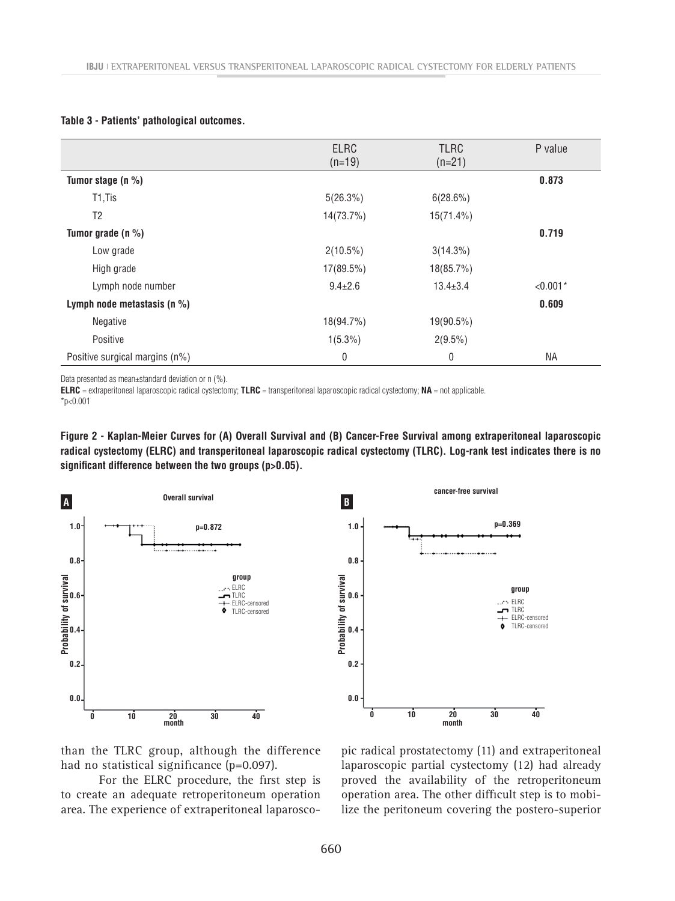**Table 3 - Patients' pathological outcomes.**

| | ELRC (n=19) | TLRC (n=21) | P value |
|---|---|---|---|
| **Tumor stage (n %)** | | | **0.873** |
| T1,Tis | 5(26.3%) | 6(28.6%) | |
| T2 | 14(73.7%) | 15(71.4%) | |
| **Tumor grade (n %)** | | | **0.719** |
| Low grade | 2(10.5%) | 3(14.3%) | |
| High grade | 17(89.5%) | 18(85.7%) | |
| Lymph node number | 9.4±2.6 | 13.4±3.4 | <0.001* |
| **Lymph node metastasis (n %)** | | | **0.609** |
| Negative | 18(94.7%) | 19(90.5%) | |
| Positive | 1(5.3%) | 2(9.5%) | |
| Positive surgical margins (n%) | 0 | 0 | NA |

Data presented as mean±standard deviation or n (%).

**ELRC** = extraperitoneal laparoscopic radical cystectomy; **TLRC** = transperitoneal laparoscopic radical cystectomy; **NA** = not applicable.

*p<0.001

**Figure 2 - Kaplan-Meier Curves for (A) Overall Survival and (B) Cancer-Free Survival among extraperitoneal laparoscopic radical cystectomy (ELRC) and transperitoneal laparoscopic radical cystectomy (TLRC). Log-rank test indicates there is no significant difference between the two groups (p>0.05).**

than the TLRC group, although the difference had no statistical significance (p=0.097).

For the ELRC procedure, the first step is to create an adequate retroperitoneum operation area. The experience of extraperitoneal laparoscopic radical prostatectomy (11) and extraperitoneal laparoscopic partial cystectomy (12) had already proved the availability of the retroperitoneum operation area. The other difficult step is to mobilize the peritoneum covering the postero-superior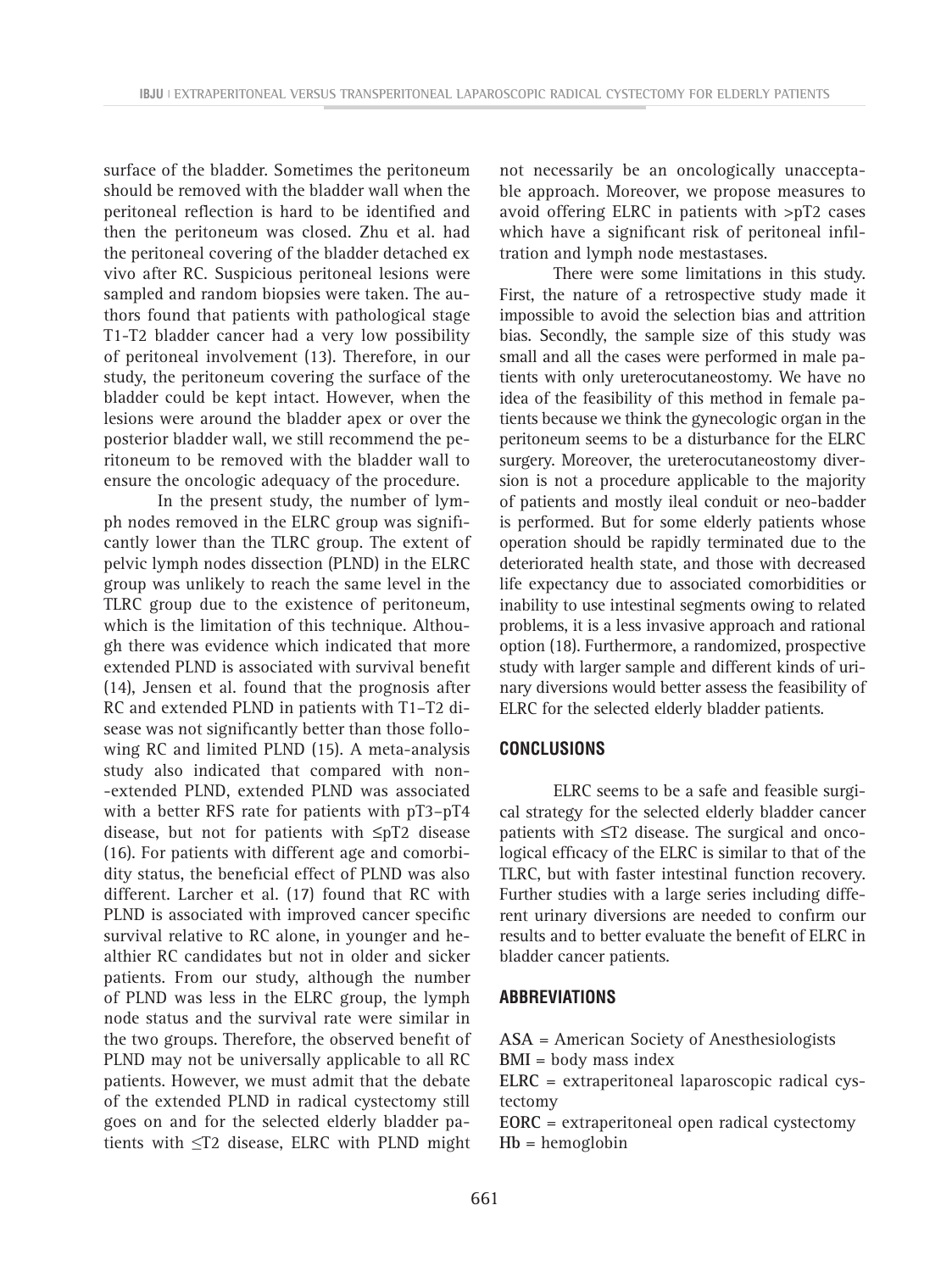surface of the bladder. Sometimes the peritoneum should be removed with the bladder wall when the peritoneal reflection is hard to be identified and then the peritoneum was closed. Zhu et al. had the peritoneal covering of the bladder detached ex vivo after RC. Suspicious peritoneal lesions were sampled and random biopsies were taken. The authors found that patients with pathological stage T1-T2 bladder cancer had a very low possibility of peritoneal involvement (13). Therefore, in our study, the peritoneum covering the surface of the bladder could be kept intact. However, when the lesions were around the bladder apex or over the posterior bladder wall, we still recommend the peritoneum to be removed with the bladder wall to ensure the oncologic adequacy of the procedure.

In the present study, the number of lymph nodes removed in the ELRC group was significantly lower than the TLRC group. The extent of pelvic lymph nodes dissection (PLND) in the ELRC group was unlikely to reach the same level in the TLRC group due to the existence of peritoneum, which is the limitation of this technique. Although there was evidence which indicated that more extended PLND is associated with survival benefit (14), Jensen et al. found that the prognosis after RC and extended PLND in patients with T1–T2 disease was not significantly better than those following RC and limited PLND (15). A meta-analysis study also indicated that compared with non-extended PLND, extended PLND was associated with a better RFS rate for patients with pT3–pT4 disease, but not for patients with ≤pT2 disease (16). For patients with different age and comorbidity status, the beneficial effect of PLND was also different. Larcher et al. (17) found that RC with PLND is associated with improved cancer specific survival relative to RC alone, in younger and healthier RC candidates but not in older and sicker patients. From our study, although the number of PLND was less in the ELRC group, the lymph node status and the survival rate were similar in the two groups. Therefore, the observed benefit of PLND may not be universally applicable to all RC patients. However, we must admit that the debate of the extended PLND in radical cystectomy still goes on and for the selected elderly bladder patients with ≤T2 disease, ELRC with PLND might not necessarily be an oncologically unacceptable approach. Moreover, we propose measures to avoid offering ELRC in patients with >pT2 cases which have a significant risk of peritoneal infiltration and lymph node mestastases.

There were some limitations in this study. First, the nature of a retrospective study made it impossible to avoid the selection bias and attrition bias. Secondly, the sample size of this study was small and all the cases were performed in male patients with only ureterocutaneostomy. We have no idea of the feasibility of this method in female patients because we think the gynecologic organ in the peritoneum seems to be a disturbance for the ELRC surgery. Moreover, the ureterocutaneostomy diversion is not a procedure applicable to the majority of patients and mostly ileal conduit or neo-badder is performed. But for some elderly patients whose operation should be rapidly terminated due to the deteriorated health state, and those with decreased life expectancy due to associated comorbidities or inability to use intestinal segments owing to related problems, it is a less invasive approach and rational option (18). Furthermore, a randomized, prospective study with larger sample and different kinds of urinary diversions would better assess the feasibility of ELRC for the selected elderly bladder patients.

## CONCLUSIONS

ELRC seems to be a safe and feasible surgical strategy for the selected elderly bladder cancer patients with ≤T2 disease. The surgical and oncological efficacy of the ELRC is similar to that of the TLRC, but with faster intestinal function recovery. Further studies with a large series including different urinary diversions are needed to confirm our results and to better evaluate the benefit of ELRC in bladder cancer patients.

## ABBREVIATIONS

**ASA** = American Society of Anesthesiologists
**BMI** = body mass index
**ELRC** = extraperitoneal laparoscopic radical cystectomy
**EORC** = extraperitoneal open radical cystectomy
**Hb** = hemoglobin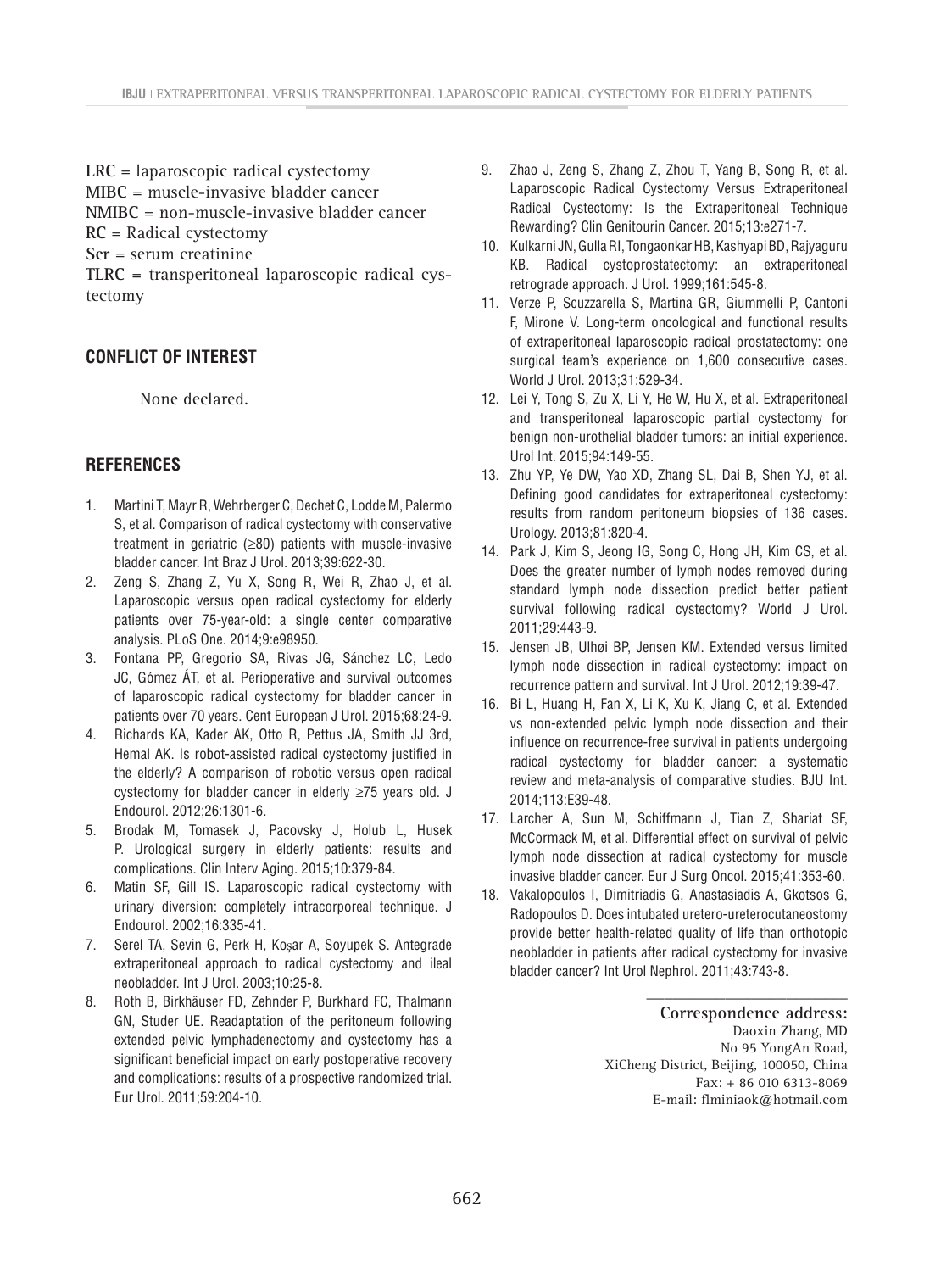**LRC** = laparoscopic radical cystectomy
**MIBC** = muscle-invasive bladder cancer
**NMIBC** = non-muscle-invasive bladder cancer
**RC** = Radical cystectomy
**Scr** = serum creatinine
**TLRC** = transperitoneal laparoscopic radical cystectomy

## CONFLICT OF INTEREST

None declared.

## REFERENCES

1. Martini T, Mayr R, Wehrberger C, Dechet C, Lodde M, Palermo S, et al. Comparison of radical cystectomy with conservative treatment in geriatric (≥80) patients with muscle-invasive bladder cancer. Int Braz J Urol. 2013;39:622-30.
2. Zeng S, Zhang Z, Yu X, Song R, Wei R, Zhao J, et al. Laparoscopic versus open radical cystectomy for elderly patients over 75-year-old: a single center comparative analysis. PLoS One. 2014;9:e98950.
3. Fontana PP, Gregorio SA, Rivas JG, Sánchez LC, Ledo JC, Gómez ÁT, et al. Perioperative and survival outcomes of laparoscopic radical cystectomy for bladder cancer in patients over 70 years. Cent European J Urol. 2015;68:24-9.
4. Richards KA, Kader AK, Otto R, Pettus JA, Smith JJ 3rd, Hemal AK. Is robot-assisted radical cystectomy justified in the elderly? A comparison of robotic versus open radical cystectomy for bladder cancer in elderly ≥75 years old. J Endourol. 2012;26:1301-6.
5. Brodak M, Tomasek J, Pacovsky J, Holub L, Husek P. Urological surgery in elderly patients: results and complications. Clin Interv Aging. 2015;10:379-84.
6. Matin SF, Gill IS. Laparoscopic radical cystectomy with urinary diversion: completely intracorporeal technique. J Endourol. 2002;16:335-41.
7. Serel TA, Sevin G, Perk H, Koşar A, Soyupek S. Antegrade extraperitoneal approach to radical cystectomy and ileal neobladder. Int J Urol. 2003;10:25-8.
8. Roth B, Birkhäuser FD, Zehnder P, Burkhard FC, Thalmann GN, Studer UE. Readaptation of the peritoneum following extended pelvic lymphadenectomy and cystectomy has a significant beneficial impact on early postoperative recovery and complications: results of a prospective randomized trial. Eur Urol. 2011;59:204-10.
9. Zhao J, Zeng S, Zhang Z, Zhou T, Yang B, Song R, et al. Laparoscopic Radical Cystectomy Versus Extraperitoneal Radical Cystectomy: Is the Extraperitoneal Technique Rewarding? Clin Genitourin Cancer. 2015;13:e271-7.
10. Kulkarni JN, Gulla RI, Tongaonkar HB, Kashyapi BD, Rajyaguru KB. Radical cystoprostatectomy: an extraperitoneal retrograde approach. J Urol. 1999;161:545-8.
11. Verze P, Scuzzarella S, Martina GR, Giummelli P, Cantoni F, Mirone V. Long-term oncological and functional results of extraperitoneal laparoscopic radical prostatectomy: one surgical team's experience on 1,600 consecutive cases. World J Urol. 2013;31:529-34.
12. Lei Y, Tong S, Zu X, Li Y, He W, Hu X, et al. Extraperitoneal and transperitoneal laparoscopic partial cystectomy for benign non-urothelial bladder tumors: an initial experience. Urol Int. 2015;94:149-55.
13. Zhu YP, Ye DW, Yao XD, Zhang SL, Dai B, Shen YJ, et al. Defining good candidates for extraperitoneal cystectomy: results from random peritoneum biopsies of 136 cases. Urology. 2013;81:820-4.
14. Park J, Kim S, Jeong IG, Song C, Hong JH, Kim CS, et al. Does the greater number of lymph nodes removed during standard lymph node dissection predict better patient survival following radical cystectomy? World J Urol. 2011;29:443-9.
15. Jensen JB, Ulhøi BP, Jensen KM. Extended versus limited lymph node dissection in radical cystectomy: impact on recurrence pattern and survival. Int J Urol. 2012;19:39-47.
16. Bi L, Huang H, Fan X, Li K, Xu K, Jiang C, et al. Extended vs non-extended pelvic lymph node dissection and their influence on recurrence-free survival in patients undergoing radical cystectomy for bladder cancer: a systematic review and meta-analysis of comparative studies. BJU Int. 2014;113:E39-48.
17. Larcher A, Sun M, Schiffmann J, Tian Z, Shariat SF, McCormack M, et al. Differential effect on survival of pelvic lymph node dissection at radical cystectomy for muscle invasive bladder cancer. Eur J Surg Oncol. 2015;41:353-60.
18. Vakalopoulos I, Dimitriadis G, Anastasiadis A, Gkotsos G, Radopoulos D. Does intubated uretero-ureterocutaneostomy provide better health-related quality of life than orthotopic neobladder in patients after radical cystectomy for invasive bladder cancer? Int Urol Nephrol. 2011;43:743-8.

**Correspondence address:**
Daoxin Zhang, MD
No 95 YongAn Road,
XiCheng District, Beijing, 100050, China
Fax: + 86 010 6313-8069
E-mail: flminiaok@hotmail.com